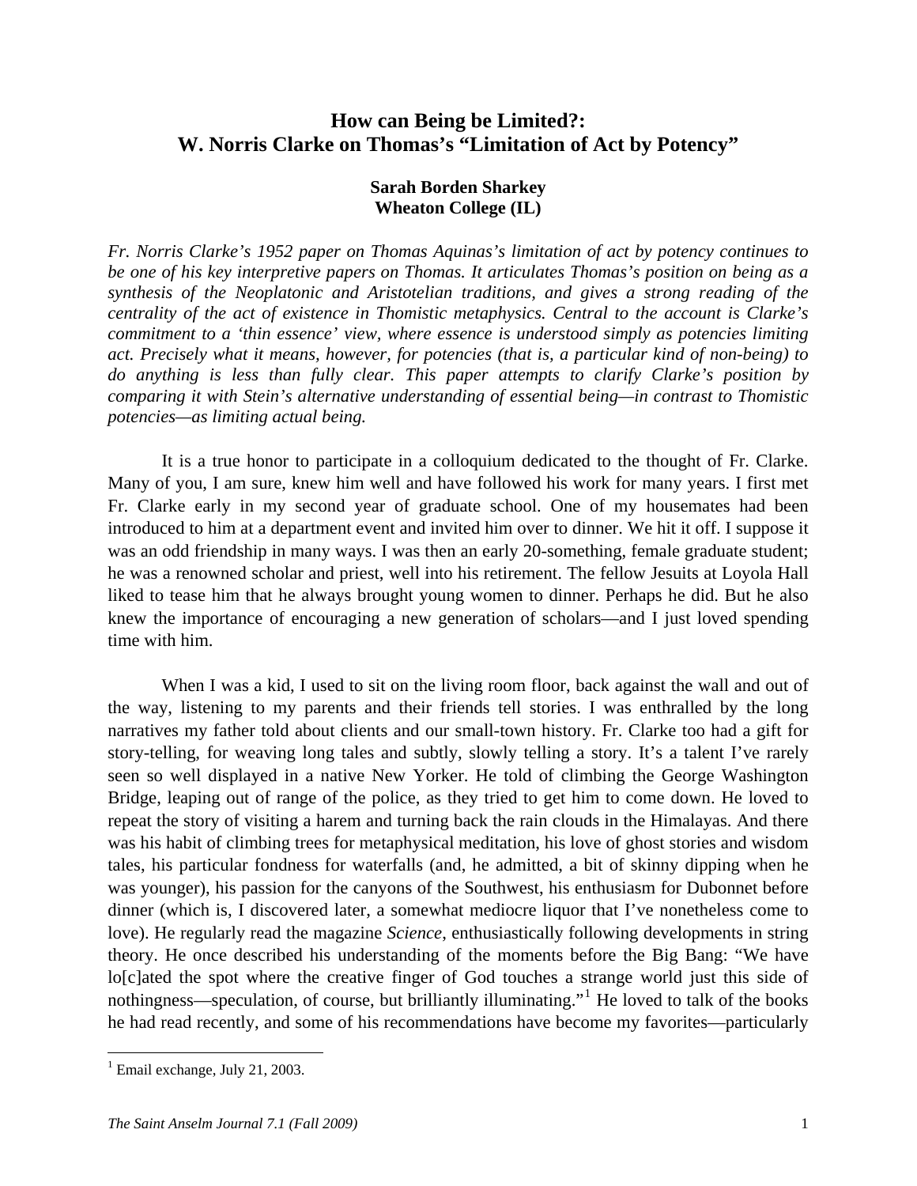# How can Being be Limited?: W. Norris Clarke on Thomas's "Limitation of Act by Potency"

**Sarah Borden Sharkey**
**Wheaton College (IL)**

*Fr. Norris Clarke's 1952 paper on Thomas Aquinas's limitation of act by potency continues to be one of his key interpretive papers on Thomas. It articulates Thomas's position on being as a synthesis of the Neoplatonic and Aristotelian traditions, and gives a strong reading of the centrality of the act of existence in Thomistic metaphysics. Central to the account is Clarke's commitment to a 'thin essence' view, where essence is understood simply as potencies limiting act. Precisely what it means, however, for potencies (that is, a particular kind of non-being) to do anything is less than fully clear. This paper attempts to clarify Clarke's position by comparing it with Stein's alternative understanding of essential being—in contrast to Thomistic potencies—as limiting actual being.*

It is a true honor to participate in a colloquium dedicated to the thought of Fr. Clarke. Many of you, I am sure, knew him well and have followed his work for many years. I first met Fr. Clarke early in my second year of graduate school. One of my housemates had been introduced to him at a department event and invited him over to dinner. We hit it off. I suppose it was an odd friendship in many ways. I was then an early 20-something, female graduate student; he was a renowned scholar and priest, well into his retirement. The fellow Jesuits at Loyola Hall liked to tease him that he always brought young women to dinner. Perhaps he did. But he also knew the importance of encouraging a new generation of scholars—and I just loved spending time with him.

When I was a kid, I used to sit on the living room floor, back against the wall and out of the way, listening to my parents and their friends tell stories. I was enthralled by the long narratives my father told about clients and our small-town history. Fr. Clarke too had a gift for story-telling, for weaving long tales and subtly, slowly telling a story. It's a talent I've rarely seen so well displayed in a native New Yorker. He told of climbing the George Washington Bridge, leaping out of range of the police, as they tried to get him to come down. He loved to repeat the story of visiting a harem and turning back the rain clouds in the Himalayas. And there was his habit of climbing trees for metaphysical meditation, his love of ghost stories and wisdom tales, his particular fondness for waterfalls (and, he admitted, a bit of skinny dipping when he was younger), his passion for the canyons of the Southwest, his enthusiasm for Dubonnet before dinner (which is, I discovered later, a somewhat mediocre liquor that I've nonetheless come to love). He regularly read the magazine *Science*, enthusiastically following developments in string theory. He once described his understanding of the moments before the Big Bang: "We have lo[c]ated the spot where the creative finger of God touches a strange world just this side of nothingness—speculation, of course, but brilliantly illuminating."[1] He loved to talk of the books he had read recently, and some of his recommendations have become my favorites—particularly

[1] Email exchange, July 21, 2003.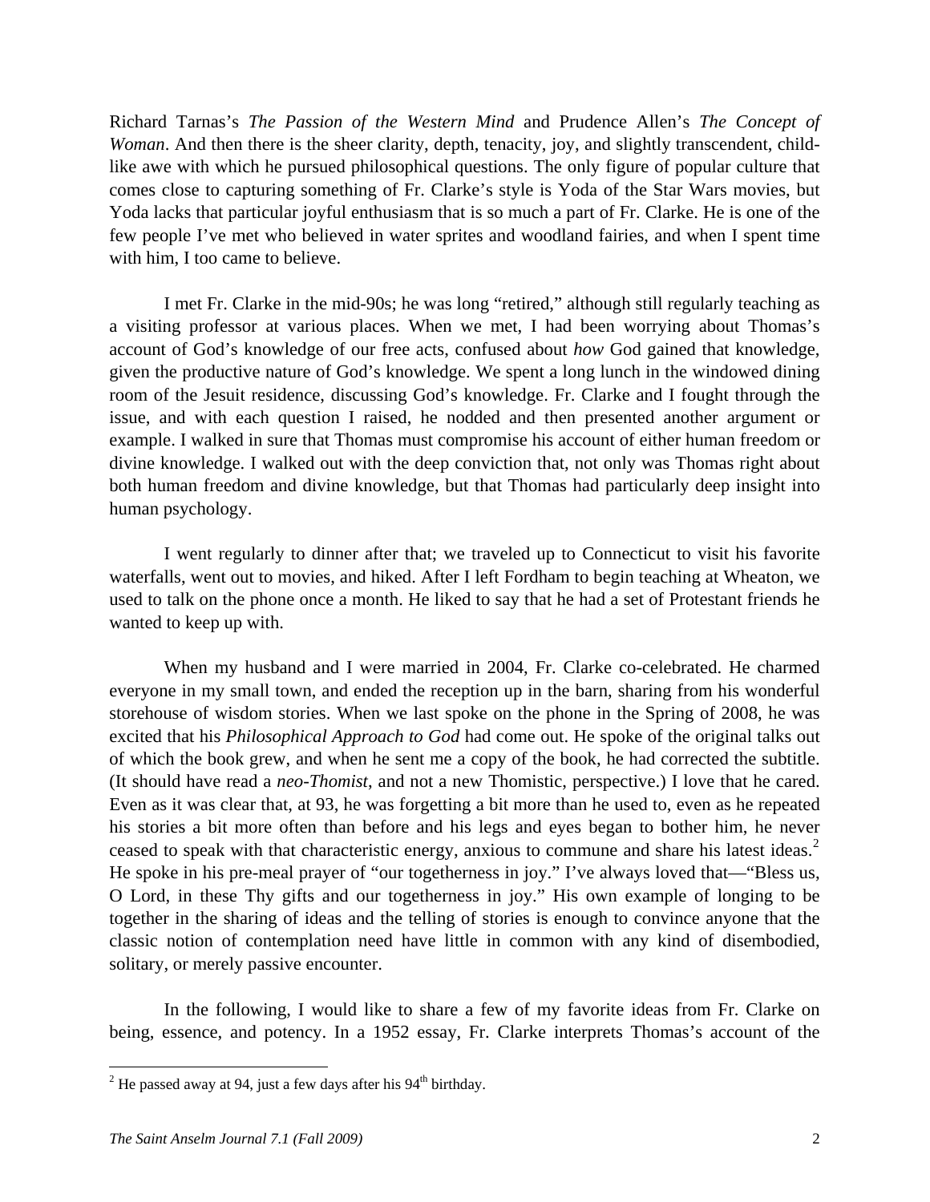Richard Tarnas's *The Passion of the Western Mind* and Prudence Allen's *The Concept of Woman*. And then there is the sheer clarity, depth, tenacity, joy, and slightly transcendent, child-like awe with which he pursued philosophical questions. The only figure of popular culture that comes close to capturing something of Fr. Clarke's style is Yoda of the Star Wars movies, but Yoda lacks that particular joyful enthusiasm that is so much a part of Fr. Clarke. He is one of the few people I've met who believed in water sprites and woodland fairies, and when I spent time with him, I too came to believe.

I met Fr. Clarke in the mid-90s; he was long "retired," although still regularly teaching as a visiting professor at various places. When we met, I had been worrying about Thomas's account of God's knowledge of our free acts, confused about *how* God gained that knowledge, given the productive nature of God's knowledge. We spent a long lunch in the windowed dining room of the Jesuit residence, discussing God's knowledge. Fr. Clarke and I fought through the issue, and with each question I raised, he nodded and then presented another argument or example. I walked in sure that Thomas must compromise his account of either human freedom or divine knowledge. I walked out with the deep conviction that, not only was Thomas right about both human freedom and divine knowledge, but that Thomas had particularly deep insight into human psychology.

I went regularly to dinner after that; we traveled up to Connecticut to visit his favorite waterfalls, went out to movies, and hiked. After I left Fordham to begin teaching at Wheaton, we used to talk on the phone once a month. He liked to say that he had a set of Protestant friends he wanted to keep up with.

When my husband and I were married in 2004, Fr. Clarke co-celebrated. He charmed everyone in my small town, and ended the reception up in the barn, sharing from his wonderful storehouse of wisdom stories. When we last spoke on the phone in the Spring of 2008, he was excited that his *Philosophical Approach to God* had come out. He spoke of the original talks out of which the book grew, and when he sent me a copy of the book, he had corrected the subtitle. (It should have read a *neo-Thomist*, and not a new Thomistic, perspective.) I love that he cared. Even as it was clear that, at 93, he was forgetting a bit more than he used to, even as he repeated his stories a bit more often than before and his legs and eyes began to bother him, he never ceased to speak with that characteristic energy, anxious to commune and share his latest ideas.[2] He spoke in his pre-meal prayer of "our togetherness in joy." I've always loved that—"Bless us, O Lord, in these Thy gifts and our togetherness in joy." His own example of longing to be together in the sharing of ideas and the telling of stories is enough to convince anyone that the classic notion of contemplation need have little in common with any kind of disembodied, solitary, or merely passive encounter.

In the following, I would like to share a few of my favorite ideas from Fr. Clarke on being, essence, and potency. In a 1952 essay, Fr. Clarke interprets Thomas's account of the

[2] He passed away at 94, just a few days after his 94th birthday.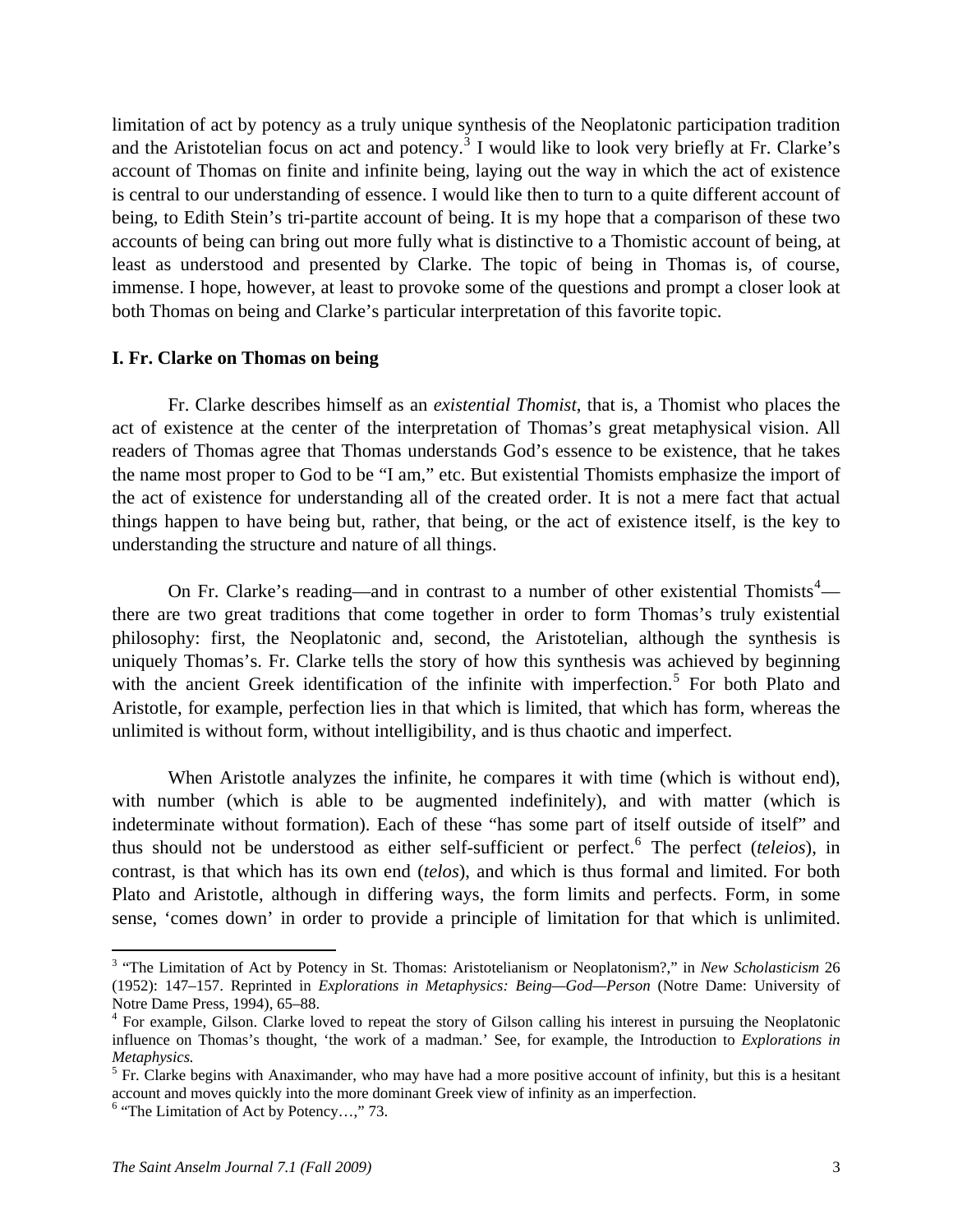limitation of act by potency as a truly unique synthesis of the Neoplatonic participation tradition and the Aristotelian focus on act and potency.[3] I would like to look very briefly at Fr. Clarke's account of Thomas on finite and infinite being, laying out the way in which the act of existence is central to our understanding of essence. I would like then to turn to a quite different account of being, to Edith Stein's tri-partite account of being. It is my hope that a comparison of these two accounts of being can bring out more fully what is distinctive to a Thomistic account of being, at least as understood and presented by Clarke. The topic of being in Thomas is, of course, immense. I hope, however, at least to provoke some of the questions and prompt a closer look at both Thomas on being and Clarke's particular interpretation of this favorite topic.

**I. Fr. Clarke on Thomas on being**

Fr. Clarke describes himself as an *existential Thomist*, that is, a Thomist who places the act of existence at the center of the interpretation of Thomas's great metaphysical vision. All readers of Thomas agree that Thomas understands God's essence to be existence, that he takes the name most proper to God to be "I am," etc. But existential Thomists emphasize the import of the act of existence for understanding all of the created order. It is not a mere fact that actual things happen to have being but, rather, that being, or the act of existence itself, is the key to understanding the structure and nature of all things.

On Fr. Clarke's reading—and in contrast to a number of other existential Thomists[4]—there are two great traditions that come together in order to form Thomas's truly existential philosophy: first, the Neoplatonic and, second, the Aristotelian, although the synthesis is uniquely Thomas's. Fr. Clarke tells the story of how this synthesis was achieved by beginning with the ancient Greek identification of the infinite with imperfection.[5] For both Plato and Aristotle, for example, perfection lies in that which is limited, that which has form, whereas the unlimited is without form, without intelligibility, and is thus chaotic and imperfect.

When Aristotle analyzes the infinite, he compares it with time (which is without end), with number (which is able to be augmented indefinitely), and with matter (which is indeterminate without formation). Each of these "has some part of itself outside of itself" and thus should not be understood as either self-sufficient or perfect.[6] The perfect (*teleios*), in contrast, is that which has its own end (*telos*), and which is thus formal and limited. For both Plato and Aristotle, although in differing ways, the form limits and perfects. Form, in some sense, 'comes down' in order to provide a principle of limitation for that which is unlimited.

---

[3] "The Limitation of Act by Potency in St. Thomas: Aristotelianism or Neoplatonism?," in *New Scholasticism* 26 (1952): 147–157. Reprinted in *Explorations in Metaphysics: Being—God—Person* (Notre Dame: University of Notre Dame Press, 1994), 65–88.

[4] For example, Gilson. Clarke loved to repeat the story of Gilson calling his interest in pursuing the Neoplatonic influence on Thomas's thought, 'the work of a madman.' See, for example, the Introduction to *Explorations in Metaphysics.*

[5] Fr. Clarke begins with Anaximander, who may have had a more positive account of infinity, but this is a hesitant account and moves quickly into the more dominant Greek view of infinity as an imperfection.

[6] "The Limitation of Act by Potency…," 73.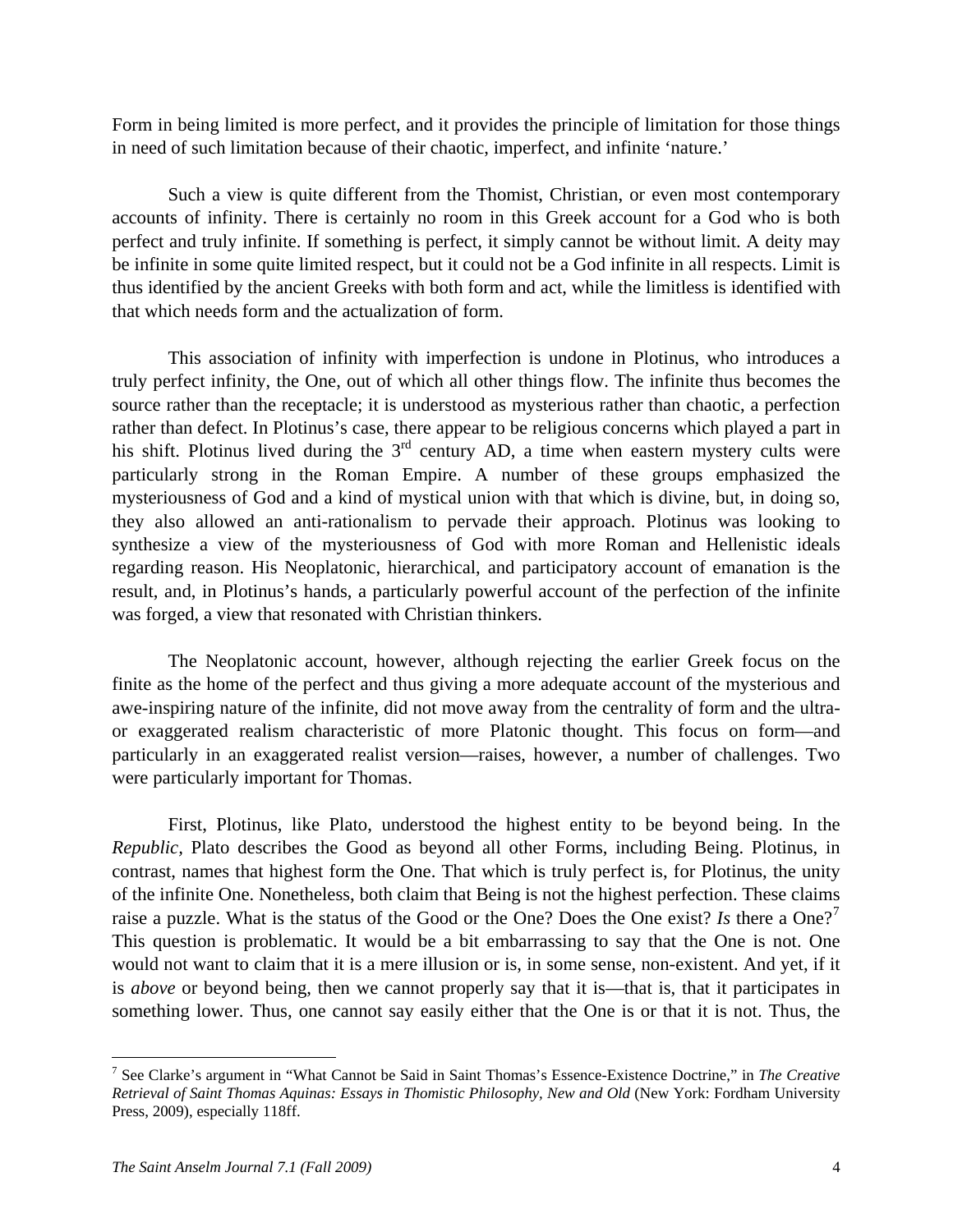Form in being limited is more perfect, and it provides the principle of limitation for those things in need of such limitation because of their chaotic, imperfect, and infinite 'nature.'

Such a view is quite different from the Thomist, Christian, or even most contemporary accounts of infinity. There is certainly no room in this Greek account for a God who is both perfect and truly infinite. If something is perfect, it simply cannot be without limit. A deity may be infinite in some quite limited respect, but it could not be a God infinite in all respects. Limit is thus identified by the ancient Greeks with both form and act, while the limitless is identified with that which needs form and the actualization of form.

This association of infinity with imperfection is undone in Plotinus, who introduces a truly perfect infinity, the One, out of which all other things flow. The infinite thus becomes the source rather than the receptacle; it is understood as mysterious rather than chaotic, a perfection rather than defect. In Plotinus's case, there appear to be religious concerns which played a part in his shift. Plotinus lived during the 3rd century AD, a time when eastern mystery cults were particularly strong in the Roman Empire. A number of these groups emphasized the mysteriousness of God and a kind of mystical union with that which is divine, but, in doing so, they also allowed an anti-rationalism to pervade their approach. Plotinus was looking to synthesize a view of the mysteriousness of God with more Roman and Hellenistic ideals regarding reason. His Neoplatonic, hierarchical, and participatory account of emanation is the result, and, in Plotinus's hands, a particularly powerful account of the perfection of the infinite was forged, a view that resonated with Christian thinkers.

The Neoplatonic account, however, although rejecting the earlier Greek focus on the finite as the home of the perfect and thus giving a more adequate account of the mysterious and awe-inspiring nature of the infinite, did not move away from the centrality of form and the ultra- or exaggerated realism characteristic of more Platonic thought. This focus on form—and particularly in an exaggerated realist version—raises, however, a number of challenges. Two were particularly important for Thomas.

First, Plotinus, like Plato, understood the highest entity to be beyond being. In the *Republic,* Plato describes the Good as beyond all other Forms, including Being. Plotinus, in contrast, names that highest form the One. That which is truly perfect is, for Plotinus, the unity of the infinite One. Nonetheless, both claim that Being is not the highest perfection. These claims raise a puzzle. What is the status of the Good or the One? Does the One exist? *Is* there a One?[7] This question is problematic. It would be a bit embarrassing to say that the One is not. One would not want to claim that it is a mere illusion or is, in some sense, non-existent. And yet, if it is *above* or beyond being, then we cannot properly say that it is—that is, that it participates in something lower. Thus, one cannot say easily either that the One is or that it is not. Thus, the

[7] See Clarke's argument in "What Cannot be Said in Saint Thomas's Essence-Existence Doctrine," in *The Creative Retrieval of Saint Thomas Aquinas: Essays in Thomistic Philosophy, New and Old* (New York: Fordham University Press, 2009), especially 118ff.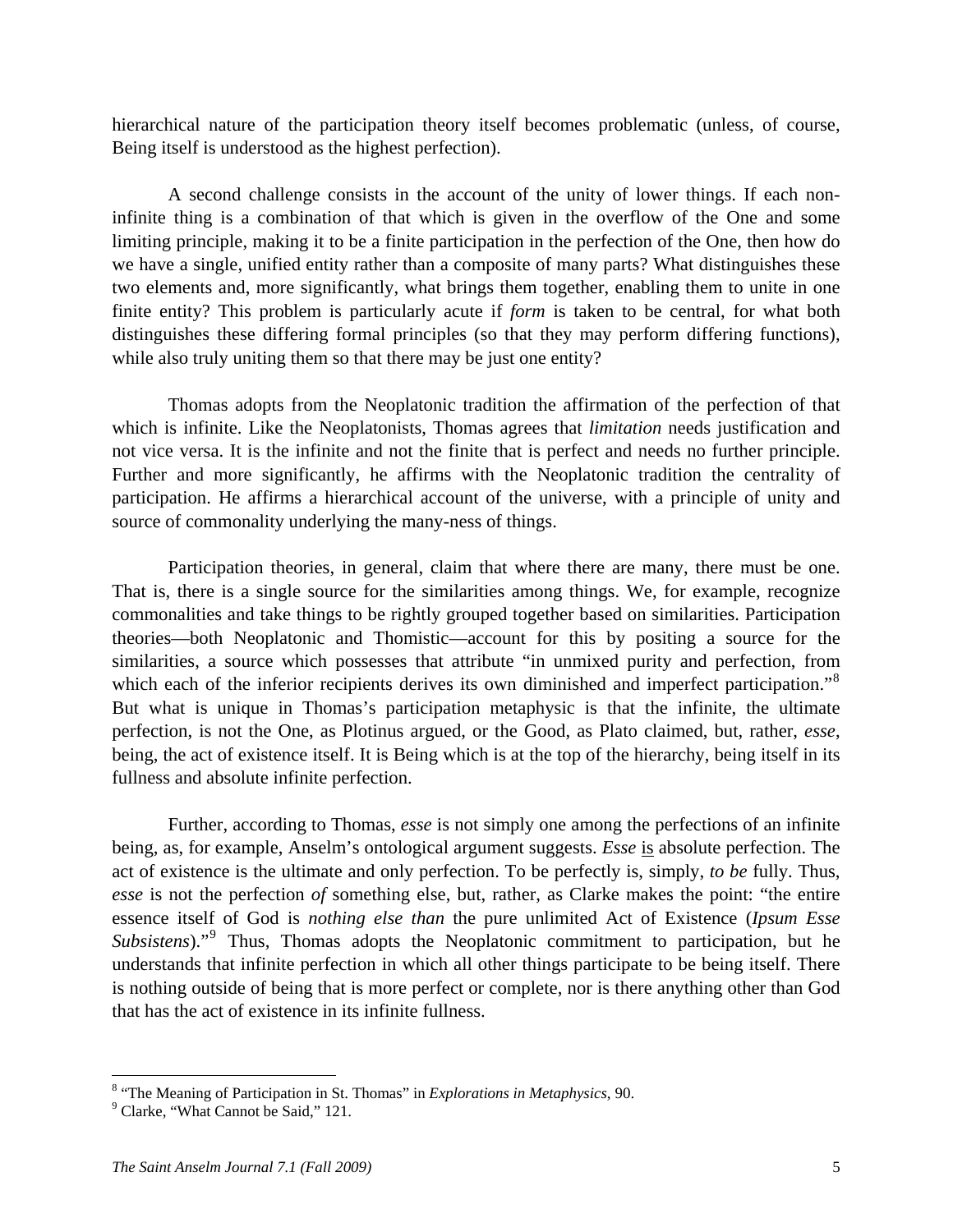hierarchical nature of the participation theory itself becomes problematic (unless, of course, Being itself is understood as the highest perfection).

A second challenge consists in the account of the unity of lower things. If each non-infinite thing is a combination of that which is given in the overflow of the One and some limiting principle, making it to be a finite participation in the perfection of the One, then how do we have a single, unified entity rather than a composite of many parts? What distinguishes these two elements and, more significantly, what brings them together, enabling them to unite in one finite entity? This problem is particularly acute if *form* is taken to be central, for what both distinguishes these differing formal principles (so that they may perform differing functions), while also truly uniting them so that there may be just one entity?

Thomas adopts from the Neoplatonic tradition the affirmation of the perfection of that which is infinite. Like the Neoplatonists, Thomas agrees that *limitation* needs justification and not vice versa. It is the infinite and not the finite that is perfect and needs no further principle. Further and more significantly, he affirms with the Neoplatonic tradition the centrality of participation. He affirms a hierarchical account of the universe, with a principle of unity and source of commonality underlying the many-ness of things.

Participation theories, in general, claim that where there are many, there must be one. That is, there is a single source for the similarities among things. We, for example, recognize commonalities and take things to be rightly grouped together based on similarities. Participation theories—both Neoplatonic and Thomistic—account for this by positing a source for the similarities, a source which possesses that attribute "in unmixed purity and perfection, from which each of the inferior recipients derives its own diminished and imperfect participation."[8] But what is unique in Thomas's participation metaphysic is that the infinite, the ultimate perfection, is not the One, as Plotinus argued, or the Good, as Plato claimed, but, rather, *esse*, being, the act of existence itself. It is Being which is at the top of the hierarchy, being itself in its fullness and absolute infinite perfection.

Further, according to Thomas, *esse* is not simply one among the perfections of an infinite being, as, for example, Anselm's ontological argument suggests. *Esse* <u>is</u> absolute perfection. The act of existence is the ultimate and only perfection. To be perfectly is, simply, *to be* fully. Thus, *esse* is not the perfection *of* something else, but, rather, as Clarke makes the point: "the entire essence itself of God is *nothing else than* the pure unlimited Act of Existence (*Ipsum Esse Subsistens*)."[9] Thus, Thomas adopts the Neoplatonic commitment to participation, but he understands that infinite perfection in which all other things participate to be being itself. There is nothing outside of being that is more perfect or complete, nor is there anything other than God that has the act of existence in its infinite fullness.

---

[8] "The Meaning of Participation in St. Thomas" in *Explorations in Metaphysics*, 90.

[9] Clarke, "What Cannot be Said," 121.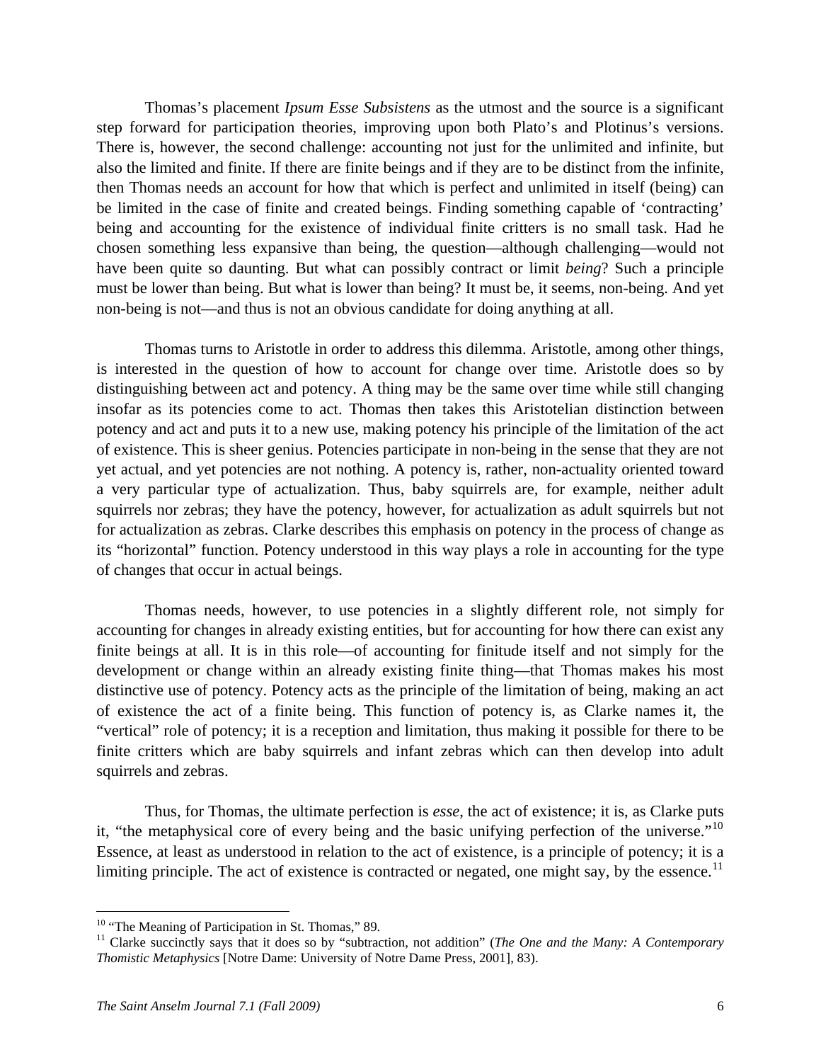Thomas's placement *Ipsum Esse Subsistens* as the utmost and the source is a significant step forward for participation theories, improving upon both Plato's and Plotinus's versions. There is, however, the second challenge: accounting not just for the unlimited and infinite, but also the limited and finite. If there are finite beings and if they are to be distinct from the infinite, then Thomas needs an account for how that which is perfect and unlimited in itself (being) can be limited in the case of finite and created beings. Finding something capable of 'contracting' being and accounting for the existence of individual finite critters is no small task. Had he chosen something less expansive than being, the question—although challenging—would not have been quite so daunting. But what can possibly contract or limit *being*? Such a principle must be lower than being. But what is lower than being? It must be, it seems, non-being. And yet non-being is not—and thus is not an obvious candidate for doing anything at all.

Thomas turns to Aristotle in order to address this dilemma. Aristotle, among other things, is interested in the question of how to account for change over time. Aristotle does so by distinguishing between act and potency. A thing may be the same over time while still changing insofar as its potencies come to act. Thomas then takes this Aristotelian distinction between potency and act and puts it to a new use, making potency his principle of the limitation of the act of existence. This is sheer genius. Potencies participate in non-being in the sense that they are not yet actual, and yet potencies are not nothing. A potency is, rather, non-actuality oriented toward a very particular type of actualization. Thus, baby squirrels are, for example, neither adult squirrels nor zebras; they have the potency, however, for actualization as adult squirrels but not for actualization as zebras. Clarke describes this emphasis on potency in the process of change as its "horizontal" function. Potency understood in this way plays a role in accounting for the type of changes that occur in actual beings.

Thomas needs, however, to use potencies in a slightly different role, not simply for accounting for changes in already existing entities, but for accounting for how there can exist any finite beings at all. It is in this role—of accounting for finitude itself and not simply for the development or change within an already existing finite thing—that Thomas makes his most distinctive use of potency. Potency acts as the principle of the limitation of being, making an act of existence the act of a finite being. This function of potency is, as Clarke names it, the "vertical" role of potency; it is a reception and limitation, thus making it possible for there to be finite critters which are baby squirrels and infant zebras which can then develop into adult squirrels and zebras.

Thus, for Thomas, the ultimate perfection is *esse*, the act of existence; it is, as Clarke puts it, "the metaphysical core of every being and the basic unifying perfection of the universe."[10] Essence, at least as understood in relation to the act of existence, is a principle of potency; it is a limiting principle. The act of existence is contracted or negated, one might say, by the essence.[11]

---

[10] "The Meaning of Participation in St. Thomas," 89.

[11] Clarke succinctly says that it does so by "subtraction, not addition" (*The One and the Many: A Contemporary Thomistic Metaphysics* [Notre Dame: University of Notre Dame Press, 2001], 83).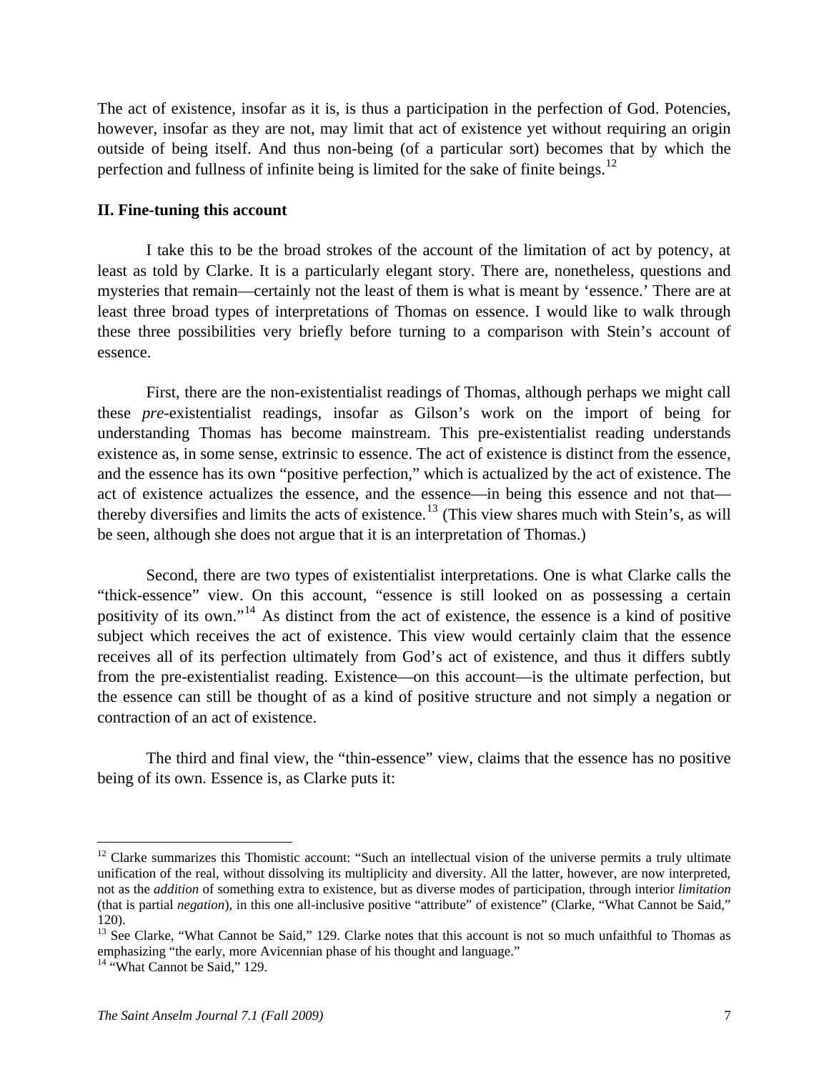The act of existence, insofar as it is, is thus a participation in the perfection of God. Potencies, however, insofar as they are not, may limit that act of existence yet without requiring an origin outside of being itself. And thus non-being (of a particular sort) becomes that by which the perfection and fullness of infinite being is limited for the sake of finite beings.[12]

## II. Fine-tuning this account

I take this to be the broad strokes of the account of the limitation of act by potency, at least as told by Clarke. It is a particularly elegant story. There are, nonetheless, questions and mysteries that remain—certainly not the least of them is what is meant by 'essence.' There are at least three broad types of interpretations of Thomas on essence. I would like to walk through these three possibilities very briefly before turning to a comparison with Stein's account of essence.

First, there are the non-existentialist readings of Thomas, although perhaps we might call these *pre*-existentialist readings, insofar as Gilson's work on the import of being for understanding Thomas has become mainstream. This pre-existentialist reading understands existence as, in some sense, extrinsic to essence. The act of existence is distinct from the essence, and the essence has its own "positive perfection," which is actualized by the act of existence. The act of existence actualizes the essence, and the essence—in being this essence and not that—thereby diversifies and limits the acts of existence.[13] (This view shares much with Stein's, as will be seen, although she does not argue that it is an interpretation of Thomas.)

Second, there are two types of existentialist interpretations. One is what Clarke calls the "thick-essence" view. On this account, "essence is still looked on as possessing a certain positivity of its own."[14] As distinct from the act of existence, the essence is a kind of positive subject which receives the act of existence. This view would certainly claim that the essence receives all of its perfection ultimately from God's act of existence, and thus it differs subtly from the pre-existentialist reading. Existence—on this account—is the ultimate perfection, but the essence can still be thought of as a kind of positive structure and not simply a negation or contraction of an act of existence.

The third and final view, the "thin-essence" view, claims that the essence has no positive being of its own. Essence is, as Clarke puts it:

---

[12] Clarke summarizes this Thomistic account: "Such an intellectual vision of the universe permits a truly ultimate unification of the real, without dissolving its multiplicity and diversity. All the latter, however, are now interpreted, not as the *addition* of something extra to existence, but as diverse modes of participation, through interior *limitation* (that is partial *negation*), in this one all-inclusive positive "attribute" of existence" (Clarke, "What Cannot be Said," 120).

[13] See Clarke, "What Cannot be Said," 129. Clarke notes that this account is not so much unfaithful to Thomas as emphasizing "the early, more Avicennian phase of his thought and language."

[14] "What Cannot be Said," 129.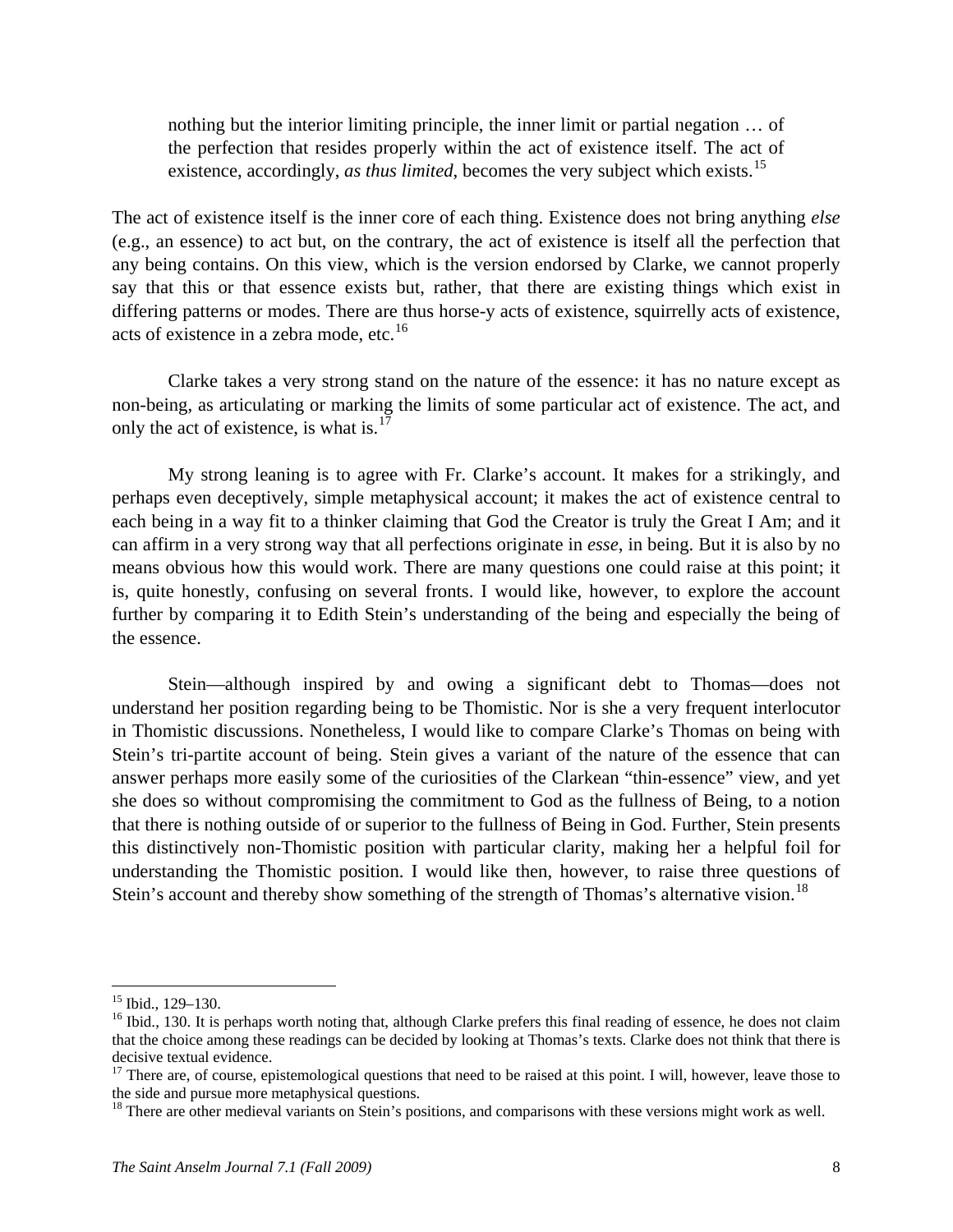> nothing but the interior limiting principle, the inner limit or partial negation … of the perfection that resides properly within the act of existence itself. The act of existence, accordingly, *as thus limited*, becomes the very subject which exists.[15]

The act of existence itself is the inner core of each thing. Existence does not bring anything *else* (e.g., an essence) to act but, on the contrary, the act of existence is itself all the perfection that any being contains. On this view, which is the version endorsed by Clarke, we cannot properly say that this or that essence exists but, rather, that there are existing things which exist in differing patterns or modes. There are thus horse-y acts of existence, squirrelly acts of existence, acts of existence in a zebra mode, etc.[16]

Clarke takes a very strong stand on the nature of the essence: it has no nature except as non-being, as articulating or marking the limits of some particular act of existence. The act, and only the act of existence, is what is.[17]

My strong leaning is to agree with Fr. Clarke's account. It makes for a strikingly, and perhaps even deceptively, simple metaphysical account; it makes the act of existence central to each being in a way fit to a thinker claiming that God the Creator is truly the Great I Am; and it can affirm in a very strong way that all perfections originate in *esse*, in being. But it is also by no means obvious how this would work. There are many questions one could raise at this point; it is, quite honestly, confusing on several fronts. I would like, however, to explore the account further by comparing it to Edith Stein's understanding of the being and especially the being of the essence.

Stein—although inspired by and owing a significant debt to Thomas—does not understand her position regarding being to be Thomistic. Nor is she a very frequent interlocutor in Thomistic discussions. Nonetheless, I would like to compare Clarke's Thomas on being with Stein's tri-partite account of being. Stein gives a variant of the nature of the essence that can answer perhaps more easily some of the curiosities of the Clarkean "thin-essence" view, and yet she does so without compromising the commitment to God as the fullness of Being, to a notion that there is nothing outside of or superior to the fullness of Being in God. Further, Stein presents this distinctively non-Thomistic position with particular clarity, making her a helpful foil for understanding the Thomistic position. I would like then, however, to raise three questions of Stein's account and thereby show something of the strength of Thomas's alternative vision.[18]

---

[15] Ibid., 129–130.

[16] Ibid., 130. It is perhaps worth noting that, although Clarke prefers this final reading of essence, he does not claim that the choice among these readings can be decided by looking at Thomas's texts. Clarke does not think that there is decisive textual evidence.

[17] There are, of course, epistemological questions that need to be raised at this point. I will, however, leave those to the side and pursue more metaphysical questions.

[18] There are other medieval variants on Stein's positions, and comparisons with these versions might work as well.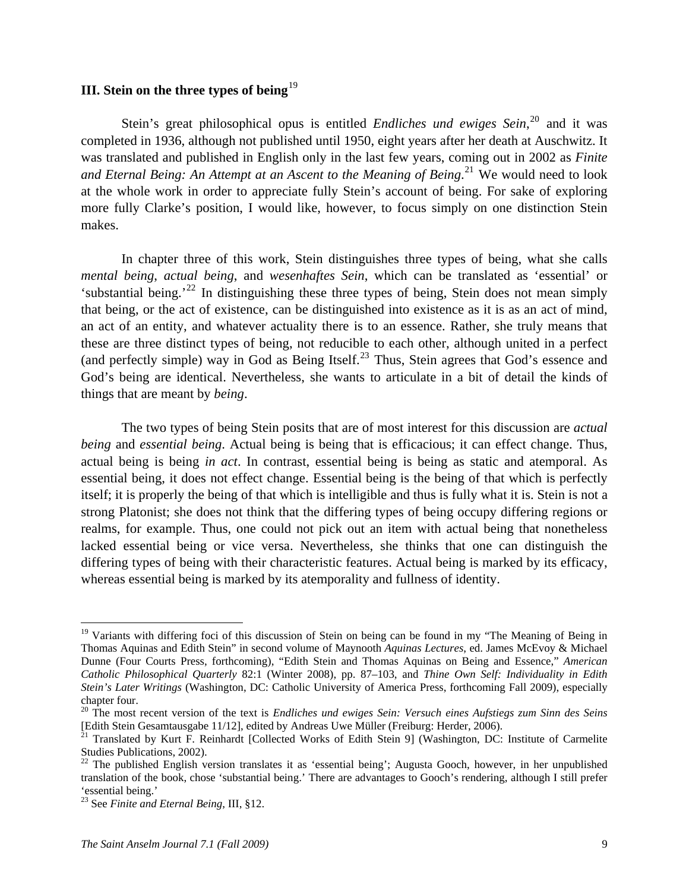### III. Stein on the three types of being[19]

Stein's great philosophical opus is entitled *Endliches und ewiges Sein*,[20] and it was completed in 1936, although not published until 1950, eight years after her death at Auschwitz. It was translated and published in English only in the last few years, coming out in 2002 as *Finite and Eternal Being: An Attempt at an Ascent to the Meaning of Being*.[21] We would need to look at the whole work in order to appreciate fully Stein's account of being. For sake of exploring more fully Clarke's position, I would like, however, to focus simply on one distinction Stein makes.

In chapter three of this work, Stein distinguishes three types of being, what she calls *mental being*, *actual being*, and *wesenhaftes Sein*, which can be translated as 'essential' or 'substantial being.'[22] In distinguishing these three types of being, Stein does not mean simply that being, or the act of existence, can be distinguished into existence as it is as an act of mind, an act of an entity, and whatever actuality there is to an essence. Rather, she truly means that these are three distinct types of being, not reducible to each other, although united in a perfect (and perfectly simple) way in God as Being Itself.[23] Thus, Stein agrees that God's essence and God's being are identical. Nevertheless, she wants to articulate in a bit of detail the kinds of things that are meant by *being*.

The two types of being Stein posits that are of most interest for this discussion are *actual being* and *essential being*. Actual being is being that is efficacious; it can effect change. Thus, actual being is being *in act*. In contrast, essential being is being as static and atemporal. As essential being, it does not effect change. Essential being is the being of that which is perfectly itself; it is properly the being of that which is intelligible and thus is fully what it is. Stein is not a strong Platonist; she does not think that the differing types of being occupy differing regions or realms, for example. Thus, one could not pick out an item with actual being that nonetheless lacked essential being or vice versa. Nevertheless, she thinks that one can distinguish the differing types of being with their characteristic features. Actual being is marked by its efficacy, whereas essential being is marked by its atemporality and fullness of identity.

---

[19] Variants with differing foci of this discussion of Stein on being can be found in my "The Meaning of Being in Thomas Aquinas and Edith Stein" in second volume of Maynooth *Aquinas Lectures*, ed. James McEvoy & Michael Dunne (Four Courts Press, forthcoming), "Edith Stein and Thomas Aquinas on Being and Essence," *American Catholic Philosophical Quarterly* 82:1 (Winter 2008), pp. 87–103, and *Thine Own Self: Individuality in Edith Stein's Later Writings* (Washington, DC: Catholic University of America Press, forthcoming Fall 2009), especially chapter four.

[20] The most recent version of the text is *Endliches und ewiges Sein: Versuch eines Aufstiegs zum Sinn des Seins* [Edith Stein Gesamtausgabe 11/12], edited by Andreas Uwe Müller (Freiburg: Herder, 2006).

[21] Translated by Kurt F. Reinhardt [Collected Works of Edith Stein 9] (Washington, DC: Institute of Carmelite Studies Publications, 2002).

[22] The published English version translates it as 'essential being'; Augusta Gooch, however, in her unpublished translation of the book, chose 'substantial being.' There are advantages to Gooch's rendering, although I still prefer 'essential being.'

[23] See *Finite and Eternal Being*, III, §12.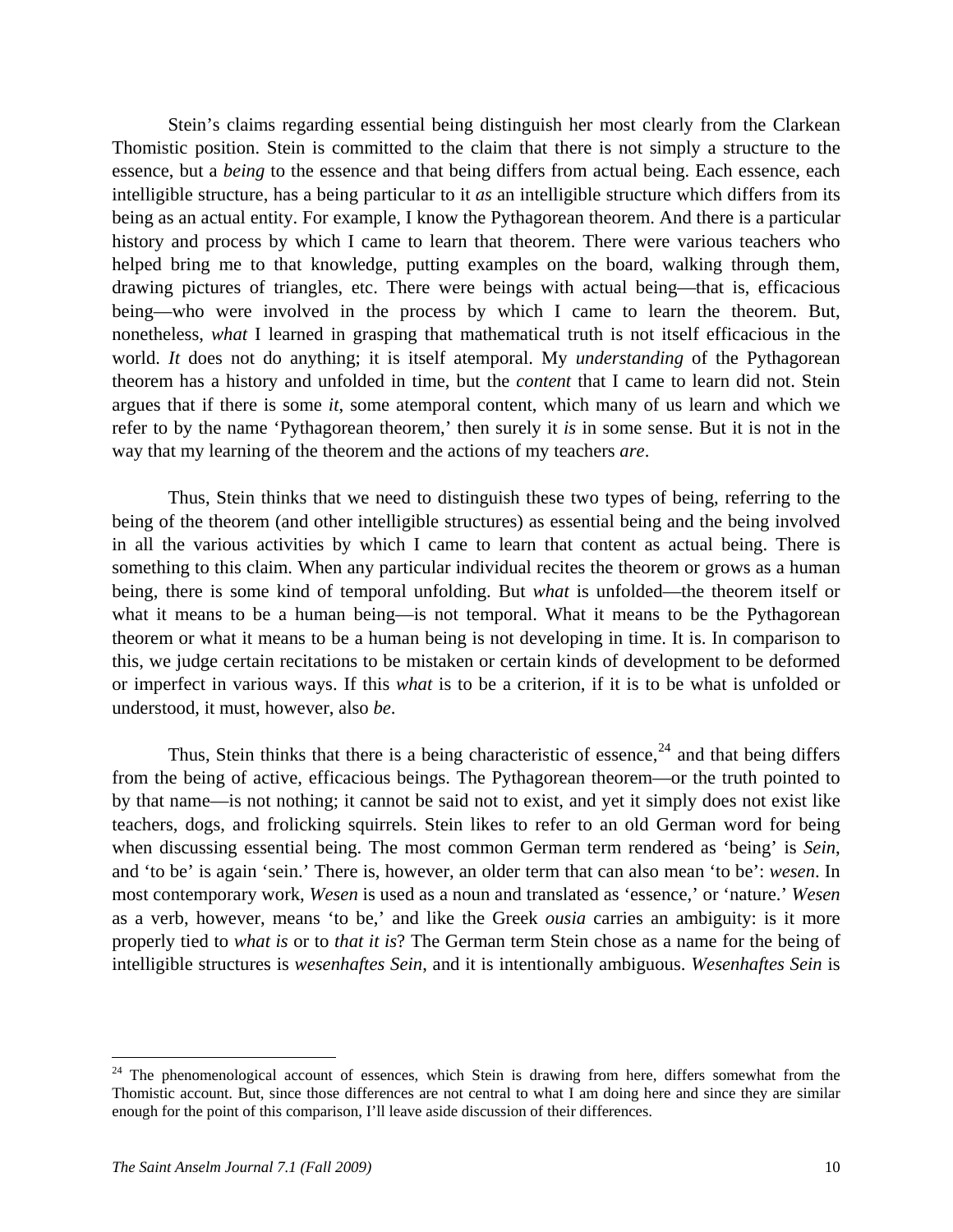Stein's claims regarding essential being distinguish her most clearly from the Clarkean Thomistic position. Stein is committed to the claim that there is not simply a structure to the essence, but a *being* to the essence and that being differs from actual being. Each essence, each intelligible structure, has a being particular to it *as* an intelligible structure which differs from its being as an actual entity. For example, I know the Pythagorean theorem. And there is a particular history and process by which I came to learn that theorem. There were various teachers who helped bring me to that knowledge, putting examples on the board, walking through them, drawing pictures of triangles, etc. There were beings with actual being—that is, efficacious being—who were involved in the process by which I came to learn the theorem. But, nonetheless, *what* I learned in grasping that mathematical truth is not itself efficacious in the world. *It* does not do anything; it is itself atemporal. My *understanding* of the Pythagorean theorem has a history and unfolded in time, but the *content* that I came to learn did not. Stein argues that if there is some *it*, some atemporal content, which many of us learn and which we refer to by the name 'Pythagorean theorem,' then surely it *is* in some sense. But it is not in the way that my learning of the theorem and the actions of my teachers *are*.

Thus, Stein thinks that we need to distinguish these two types of being, referring to the being of the theorem (and other intelligible structures) as essential being and the being involved in all the various activities by which I came to learn that content as actual being. There is something to this claim. When any particular individual recites the theorem or grows as a human being, there is some kind of temporal unfolding. But *what* is unfolded—the theorem itself or what it means to be a human being—is not temporal. What it means to be the Pythagorean theorem or what it means to be a human being is not developing in time. It is. In comparison to this, we judge certain recitations to be mistaken or certain kinds of development to be deformed or imperfect in various ways. If this *what* is to be a criterion, if it is to be what is unfolded or understood, it must, however, also *be*.

Thus, Stein thinks that there is a being characteristic of essence,[24] and that being differs from the being of active, efficacious beings. The Pythagorean theorem—or the truth pointed to by that name—is not nothing; it cannot be said not to exist, and yet it simply does not exist like teachers, dogs, and frolicking squirrels. Stein likes to refer to an old German word for being when discussing essential being. The most common German term rendered as 'being' is *Sein*, and 'to be' is again 'sein.' There is, however, an older term that can also mean 'to be': *wesen*. In most contemporary work, *Wesen* is used as a noun and translated as 'essence,' or 'nature.' *Wesen* as a verb, however, means 'to be,' and like the Greek *ousia* carries an ambiguity: is it more properly tied to *what is* or to *that it is*? The German term Stein chose as a name for the being of intelligible structures is *wesenhaftes Sein*, and it is intentionally ambiguous. *Wesenhaftes Sein* is

---

[24] The phenomenological account of essences, which Stein is drawing from here, differs somewhat from the Thomistic account. But, since those differences are not central to what I am doing here and since they are similar enough for the point of this comparison, I'll leave aside discussion of their differences.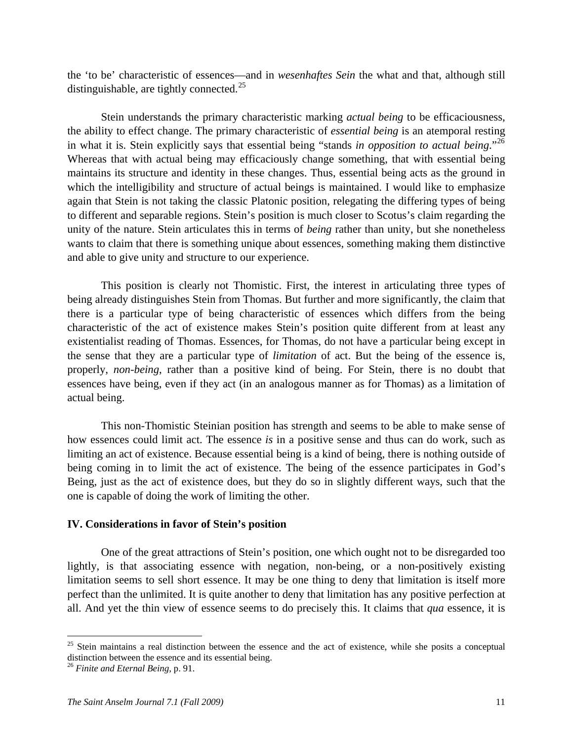the 'to be' characteristic of essences—and in *wesenhaftes Sein* the what and that, although still distinguishable, are tightly connected.[25]

Stein understands the primary characteristic marking *actual being* to be efficaciousness, the ability to effect change. The primary characteristic of *essential being* is an atemporal resting in what it is. Stein explicitly says that essential being "stands *in opposition to actual being*."[26] Whereas that with actual being may efficaciously change something, that with essential being maintains its structure and identity in these changes. Thus, essential being acts as the ground in which the intelligibility and structure of actual beings is maintained. I would like to emphasize again that Stein is not taking the classic Platonic position, relegating the differing types of being to different and separable regions. Stein's position is much closer to Scotus's claim regarding the unity of the nature. Stein articulates this in terms of *being* rather than unity, but she nonetheless wants to claim that there is something unique about essences, something making them distinctive and able to give unity and structure to our experience.

This position is clearly not Thomistic. First, the interest in articulating three types of being already distinguishes Stein from Thomas. But further and more significantly, the claim that there is a particular type of being characteristic of essences which differs from the being characteristic of the act of existence makes Stein's position quite different from at least any existentialist reading of Thomas. Essences, for Thomas, do not have a particular being except in the sense that they are a particular type of *limitation* of act. But the being of the essence is, properly, *non-being*, rather than a positive kind of being. For Stein, there is no doubt that essences have being, even if they act (in an analogous manner as for Thomas) as a limitation of actual being.

This non-Thomistic Steinian position has strength and seems to be able to make sense of how essences could limit act. The essence *is* in a positive sense and thus can do work, such as limiting an act of existence. Because essential being is a kind of being, there is nothing outside of being coming in to limit the act of existence. The being of the essence participates in God's Being, just as the act of existence does, but they do so in slightly different ways, such that the one is capable of doing the work of limiting the other.

## IV. Considerations in favor of Stein's position

One of the great attractions of Stein's position, one which ought not to be disregarded too lightly, is that associating essence with negation, non-being, or a non-positively existing limitation seems to sell short essence. It may be one thing to deny that limitation is itself more perfect than the unlimited. It is quite another to deny that limitation has any positive perfection at all. And yet the thin view of essence seems to do precisely this. It claims that *qua* essence, it is

---

[25] Stein maintains a real distinction between the essence and the act of existence, while she posits a conceptual distinction between the essence and its essential being.

[26] *Finite and Eternal Being*, p. 91.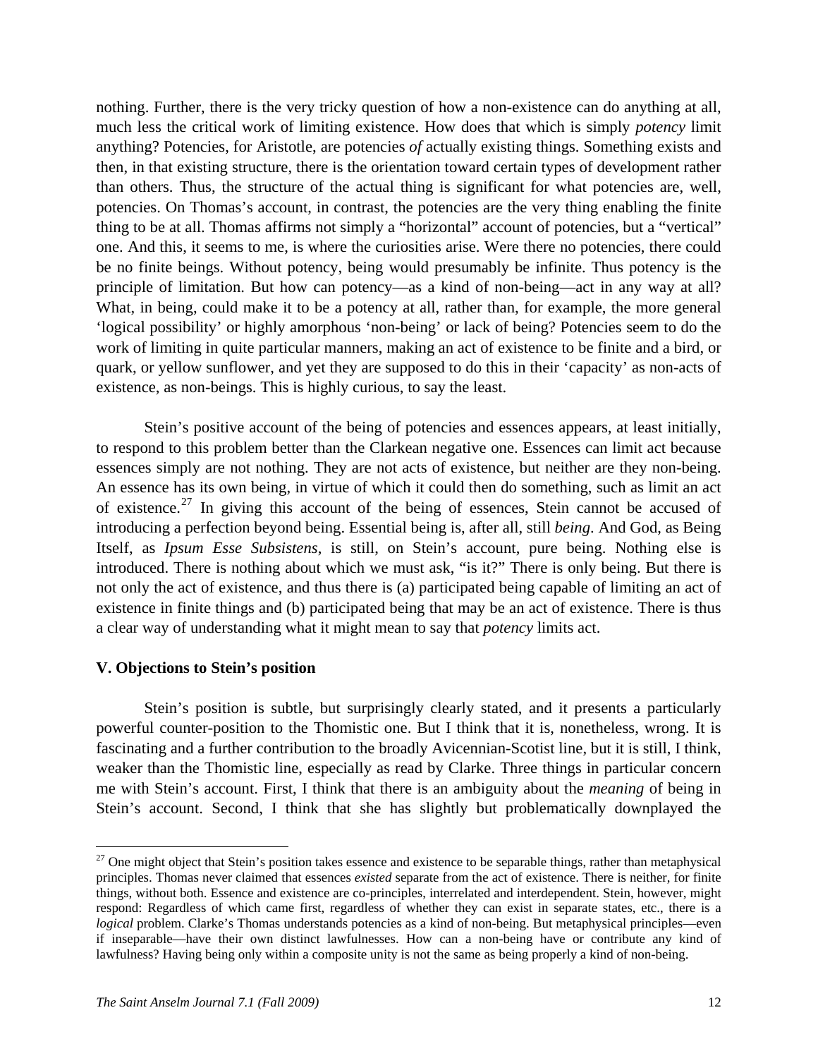nothing. Further, there is the very tricky question of how a non-existence can do anything at all, much less the critical work of limiting existence. How does that which is simply *potency* limit anything? Potencies, for Aristotle, are potencies *of* actually existing things. Something exists and then, in that existing structure, there is the orientation toward certain types of development rather than others. Thus, the structure of the actual thing is significant for what potencies are, well, potencies. On Thomas's account, in contrast, the potencies are the very thing enabling the finite thing to be at all. Thomas affirms not simply a "horizontal" account of potencies, but a "vertical" one. And this, it seems to me, is where the curiosities arise. Were there no potencies, there could be no finite beings. Without potency, being would presumably be infinite. Thus potency is the principle of limitation. But how can potency—as a kind of non-being—act in any way at all? What, in being, could make it to be a potency at all, rather than, for example, the more general 'logical possibility' or highly amorphous 'non-being' or lack of being? Potencies seem to do the work of limiting in quite particular manners, making an act of existence to be finite and a bird, or quark, or yellow sunflower, and yet they are supposed to do this in their 'capacity' as non-acts of existence, as non-beings. This is highly curious, to say the least.

Stein's positive account of the being of potencies and essences appears, at least initially, to respond to this problem better than the Clarkean negative one. Essences can limit act because essences simply are not nothing. They are not acts of existence, but neither are they non-being. An essence has its own being, in virtue of which it could then do something, such as limit an act of existence.[27] In giving this account of the being of essences, Stein cannot be accused of introducing a perfection beyond being. Essential being is, after all, still *being*. And God, as Being Itself, as *Ipsum Esse Subsistens*, is still, on Stein's account, pure being. Nothing else is introduced. There is nothing about which we must ask, "is it?" There is only being. But there is not only the act of existence, and thus there is (a) participated being capable of limiting an act of existence in finite things and (b) participated being that may be an act of existence. There is thus a clear way of understanding what it might mean to say that *potency* limits act.

## V. Objections to Stein's position

Stein's position is subtle, but surprisingly clearly stated, and it presents a particularly powerful counter-position to the Thomistic one. But I think that it is, nonetheless, wrong. It is fascinating and a further contribution to the broadly Avicennian-Scotist line, but it is still, I think, weaker than the Thomistic line, especially as read by Clarke. Three things in particular concern me with Stein's account. First, I think that there is an ambiguity about the *meaning* of being in Stein's account. Second, I think that she has slightly but problematically downplayed the

---

[27] One might object that Stein's position takes essence and existence to be separable things, rather than metaphysical principles. Thomas never claimed that essences *existed* separate from the act of existence. There is neither, for finite things, without both. Essence and existence are co-principles, interrelated and interdependent. Stein, however, might respond: Regardless of which came first, regardless of whether they can exist in separate states, etc., there is a *logical* problem. Clarke's Thomas understands potencies as a kind of non-being. But metaphysical principles—even if inseparable—have their own distinct lawfulnesses. How can a non-being have or contribute any kind of lawfulness? Having being only within a composite unity is not the same as being properly a kind of non-being.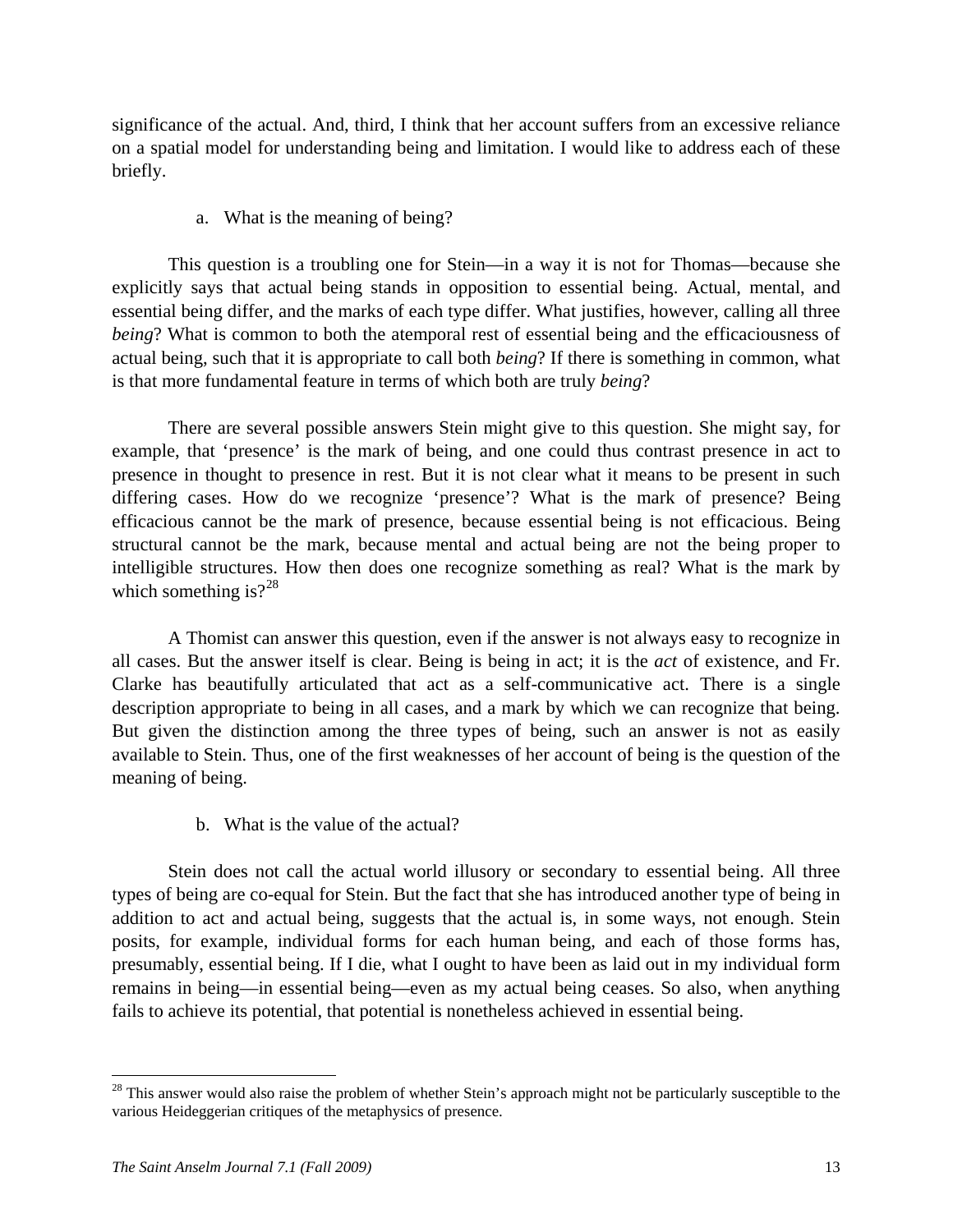significance of the actual. And, third, I think that her account suffers from an excessive reliance on a spatial model for understanding being and limitation. I would like to address each of these briefly.

a. What is the meaning of being?

This question is a troubling one for Stein—in a way it is not for Thomas—because she explicitly says that actual being stands in opposition to essential being. Actual, mental, and essential being differ, and the marks of each type differ. What justifies, however, calling all three *being*? What is common to both the atemporal rest of essential being and the efficaciousness of actual being, such that it is appropriate to call both *being*? If there is something in common, what is that more fundamental feature in terms of which both are truly *being*?

There are several possible answers Stein might give to this question. She might say, for example, that 'presence' is the mark of being, and one could thus contrast presence in act to presence in thought to presence in rest. But it is not clear what it means to be present in such differing cases. How do we recognize 'presence'? What is the mark of presence? Being efficacious cannot be the mark of presence, because essential being is not efficacious. Being structural cannot be the mark, because mental and actual being are not the being proper to intelligible structures. How then does one recognize something as real? What is the mark by which something is?[28]

A Thomist can answer this question, even if the answer is not always easy to recognize in all cases. But the answer itself is clear. Being is being in act; it is the *act* of existence, and Fr. Clarke has beautifully articulated that act as a self-communicative act. There is a single description appropriate to being in all cases, and a mark by which we can recognize that being. But given the distinction among the three types of being, such an answer is not as easily available to Stein. Thus, one of the first weaknesses of her account of being is the question of the meaning of being.

b. What is the value of the actual?

Stein does not call the actual world illusory or secondary to essential being. All three types of being are co-equal for Stein. But the fact that she has introduced another type of being in addition to act and actual being, suggests that the actual is, in some ways, not enough. Stein posits, for example, individual forms for each human being, and each of those forms has, presumably, essential being. If I die, what I ought to have been as laid out in my individual form remains in being—in essential being—even as my actual being ceases. So also, when anything fails to achieve its potential, that potential is nonetheless achieved in essential being.

---

[28] This answer would also raise the problem of whether Stein's approach might not be particularly susceptible to the various Heideggerian critiques of the metaphysics of presence.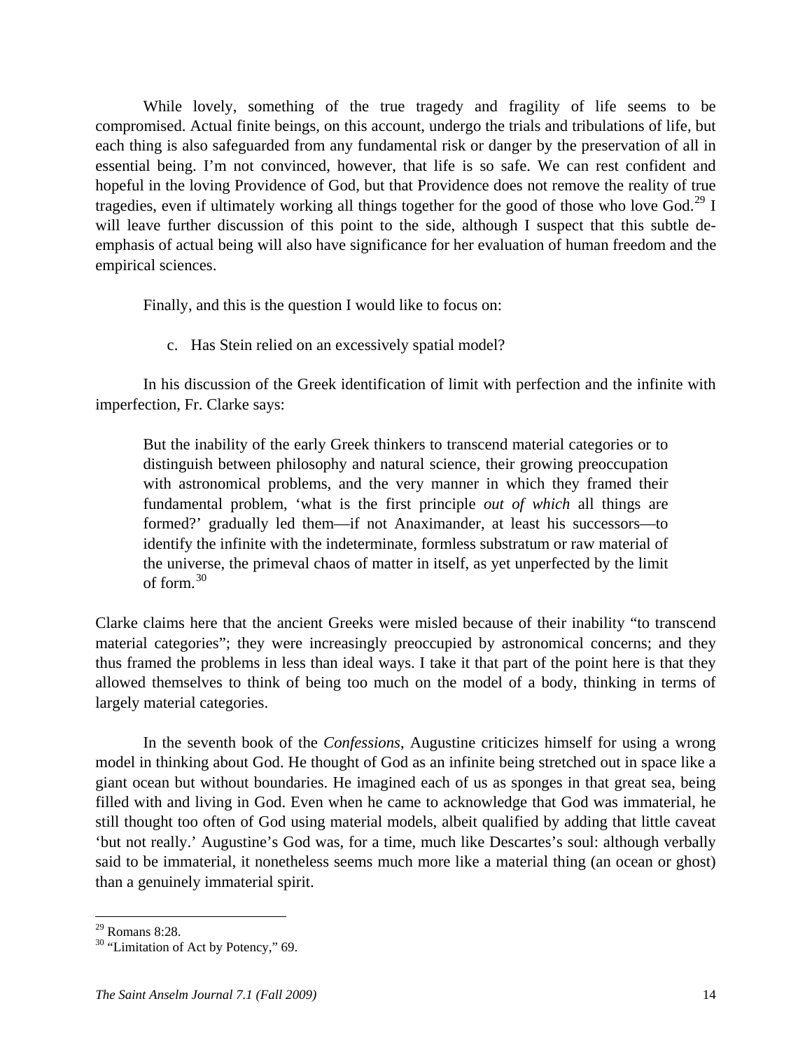While lovely, something of the true tragedy and fragility of life seems to be compromised. Actual finite beings, on this account, undergo the trials and tribulations of life, but each thing is also safeguarded from any fundamental risk or danger by the preservation of all in essential being. I'm not convinced, however, that life is so safe. We can rest confident and hopeful in the loving Providence of God, but that Providence does not remove the reality of true tragedies, even if ultimately working all things together for the good of those who love God.[29] I will leave further discussion of this point to the side, although I suspect that this subtle de-emphasis of actual being will also have significance for her evaluation of human freedom and the empirical sciences.

Finally, and this is the question I would like to focus on:

c. Has Stein relied on an excessively spatial model?

In his discussion of the Greek identification of limit with perfection and the infinite with imperfection, Fr. Clarke says:

> But the inability of the early Greek thinkers to transcend material categories or to distinguish between philosophy and natural science, their growing preoccupation with astronomical problems, and the very manner in which they framed their fundamental problem, 'what is the first principle *out of which* all things are formed?' gradually led them—if not Anaximander, at least his successors—to identify the infinite with the indeterminate, formless substratum or raw material of the universe, the primeval chaos of matter in itself, as yet unperfected by the limit of form.[30]

Clarke claims here that the ancient Greeks were misled because of their inability "to transcend material categories"; they were increasingly preoccupied by astronomical concerns; and they thus framed the problems in less than ideal ways. I take it that part of the point here is that they allowed themselves to think of being too much on the model of a body, thinking in terms of largely material categories.

In the seventh book of the *Confessions*, Augustine criticizes himself for using a wrong model in thinking about God. He thought of God as an infinite being stretched out in space like a giant ocean but without boundaries. He imagined each of us as sponges in that great sea, being filled with and living in God. Even when he came to acknowledge that God was immaterial, he still thought too often of God using material models, albeit qualified by adding that little caveat 'but not really.' Augustine's God was, for a time, much like Descartes's soul: although verbally said to be immaterial, it nonetheless seems much more like a material thing (an ocean or ghost) than a genuinely immaterial spirit.

---

[29] Romans 8:28.

[30] "Limitation of Act by Potency," 69.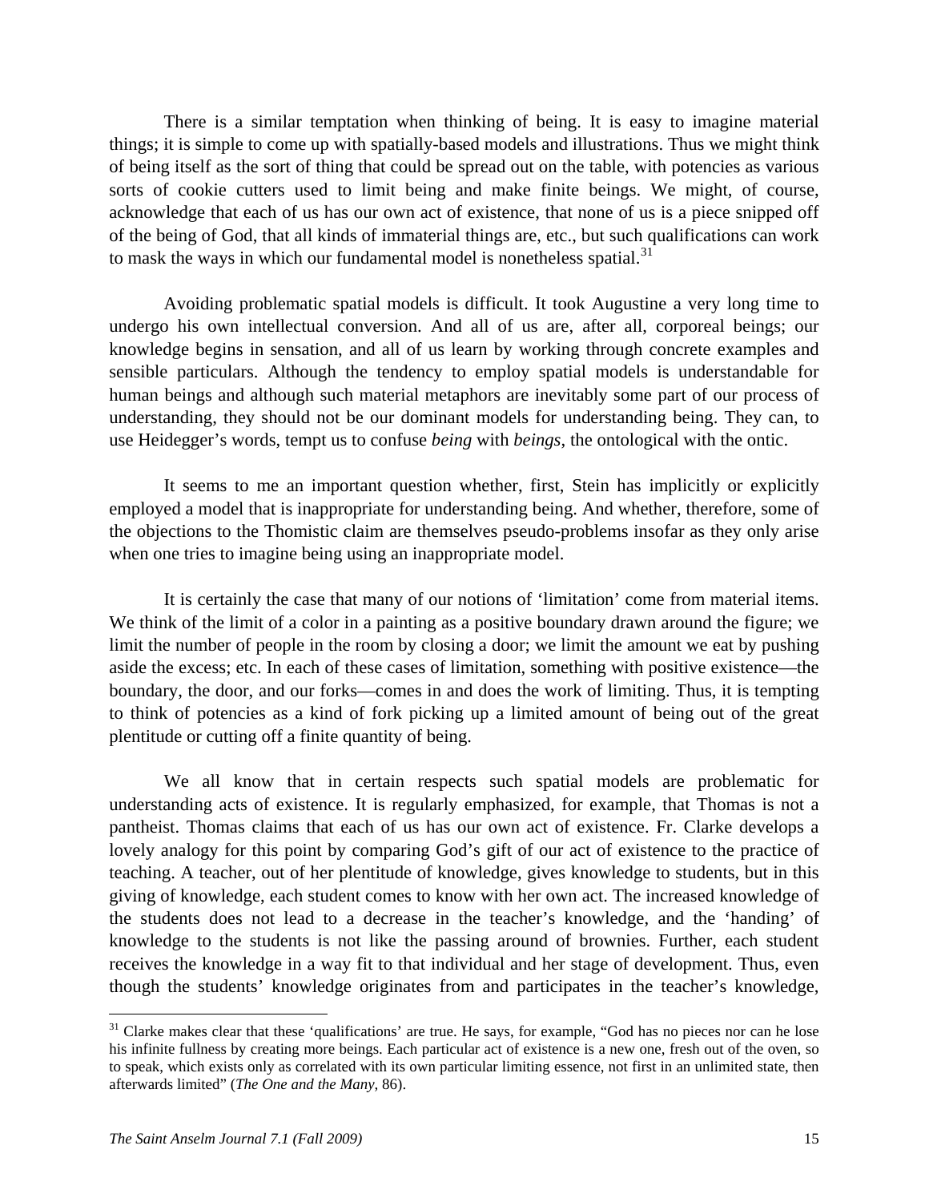There is a similar temptation when thinking of being. It is easy to imagine material things; it is simple to come up with spatially-based models and illustrations. Thus we might think of being itself as the sort of thing that could be spread out on the table, with potencies as various sorts of cookie cutters used to limit being and make finite beings. We might, of course, acknowledge that each of us has our own act of existence, that none of us is a piece snipped off of the being of God, that all kinds of immaterial things are, etc., but such qualifications can work to mask the ways in which our fundamental model is nonetheless spatial.[31]

Avoiding problematic spatial models is difficult. It took Augustine a very long time to undergo his own intellectual conversion. And all of us are, after all, corporeal beings; our knowledge begins in sensation, and all of us learn by working through concrete examples and sensible particulars. Although the tendency to employ spatial models is understandable for human beings and although such material metaphors are inevitably some part of our process of understanding, they should not be our dominant models for understanding being. They can, to use Heidegger's words, tempt us to confuse *being* with *beings*, the ontological with the ontic.

It seems to me an important question whether, first, Stein has implicitly or explicitly employed a model that is inappropriate for understanding being. And whether, therefore, some of the objections to the Thomistic claim are themselves pseudo-problems insofar as they only arise when one tries to imagine being using an inappropriate model.

It is certainly the case that many of our notions of 'limitation' come from material items. We think of the limit of a color in a painting as a positive boundary drawn around the figure; we limit the number of people in the room by closing a door; we limit the amount we eat by pushing aside the excess; etc. In each of these cases of limitation, something with positive existence—the boundary, the door, and our forks—comes in and does the work of limiting. Thus, it is tempting to think of potencies as a kind of fork picking up a limited amount of being out of the great plentitude or cutting off a finite quantity of being.

We all know that in certain respects such spatial models are problematic for understanding acts of existence. It is regularly emphasized, for example, that Thomas is not a pantheist. Thomas claims that each of us has our own act of existence. Fr. Clarke develops a lovely analogy for this point by comparing God's gift of our act of existence to the practice of teaching. A teacher, out of her plentitude of knowledge, gives knowledge to students, but in this giving of knowledge, each student comes to know with her own act. The increased knowledge of the students does not lead to a decrease in the teacher's knowledge, and the 'handing' of knowledge to the students is not like the passing around of brownies. Further, each student receives the knowledge in a way fit to that individual and her stage of development. Thus, even though the students' knowledge originates from and participates in the teacher's knowledge,

---

[31] Clarke makes clear that these 'qualifications' are true. He says, for example, "God has no pieces nor can he lose his infinite fullness by creating more beings. Each particular act of existence is a new one, fresh out of the oven, so to speak, which exists only as correlated with its own particular limiting essence, not first in an unlimited state, then afterwards limited" (*The One and the Many*, 86).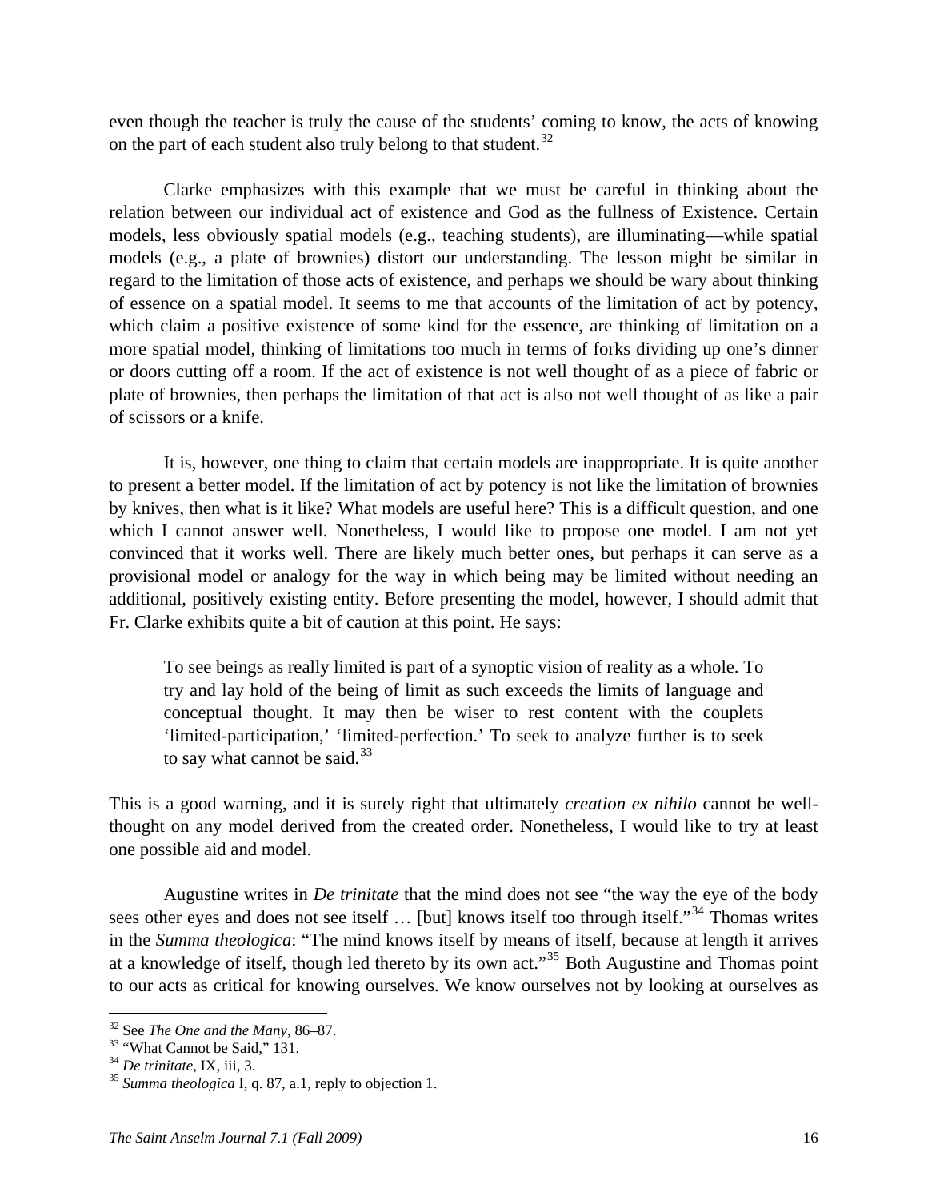even though the teacher is truly the cause of the students' coming to know, the acts of knowing on the part of each student also truly belong to that student.[32]

Clarke emphasizes with this example that we must be careful in thinking about the relation between our individual act of existence and God as the fullness of Existence. Certain models, less obviously spatial models (e.g., teaching students), are illuminating—while spatial models (e.g., a plate of brownies) distort our understanding. The lesson might be similar in regard to the limitation of those acts of existence, and perhaps we should be wary about thinking of essence on a spatial model. It seems to me that accounts of the limitation of act by potency, which claim a positive existence of some kind for the essence, are thinking of limitation on a more spatial model, thinking of limitations too much in terms of forks dividing up one's dinner or doors cutting off a room. If the act of existence is not well thought of as a piece of fabric or plate of brownies, then perhaps the limitation of that act is also not well thought of as like a pair of scissors or a knife.

It is, however, one thing to claim that certain models are inappropriate. It is quite another to present a better model. If the limitation of act by potency is not like the limitation of brownies by knives, then what is it like? What models are useful here? This is a difficult question, and one which I cannot answer well. Nonetheless, I would like to propose one model. I am not yet convinced that it works well. There are likely much better ones, but perhaps it can serve as a provisional model or analogy for the way in which being may be limited without needing an additional, positively existing entity. Before presenting the model, however, I should admit that Fr. Clarke exhibits quite a bit of caution at this point. He says:

> To see beings as really limited is part of a synoptic vision of reality as a whole. To try and lay hold of the being of limit as such exceeds the limits of language and conceptual thought. It may then be wiser to rest content with the couplets 'limited-participation,' 'limited-perfection.' To seek to analyze further is to seek to say what cannot be said.[33]

This is a good warning, and it is surely right that ultimately *creation ex nihilo* cannot be well-thought on any model derived from the created order. Nonetheless, I would like to try at least one possible aid and model.

Augustine writes in *De trinitate* that the mind does not see "the way the eye of the body sees other eyes and does not see itself … [but] knows itself too through itself."[34] Thomas writes in the *Summa theologica*: "The mind knows itself by means of itself, because at length it arrives at a knowledge of itself, though led thereto by its own act."[35] Both Augustine and Thomas point to our acts as critical for knowing ourselves. We know ourselves not by looking at ourselves as

---

[32] See *The One and the Many*, 86–87.

[33] "What Cannot be Said," 131.

[34] *De trinitate*, IX, iii, 3.

[35] *Summa theologica* I, q. 87, a.1, reply to objection 1.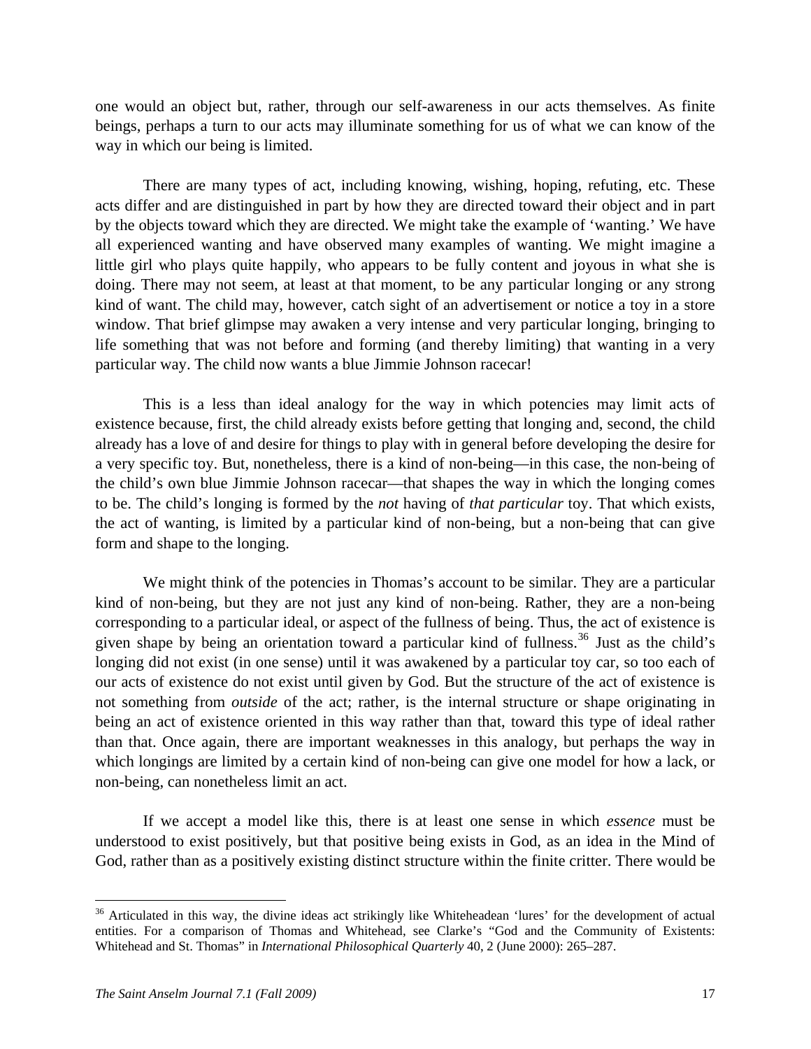one would an object but, rather, through our self-awareness in our acts themselves. As finite beings, perhaps a turn to our acts may illuminate something for us of what we can know of the way in which our being is limited.

There are many types of act, including knowing, wishing, hoping, refuting, etc. These acts differ and are distinguished in part by how they are directed toward their object and in part by the objects toward which they are directed. We might take the example of 'wanting.' We have all experienced wanting and have observed many examples of wanting. We might imagine a little girl who plays quite happily, who appears to be fully content and joyous in what she is doing. There may not seem, at least at that moment, to be any particular longing or any strong kind of want. The child may, however, catch sight of an advertisement or notice a toy in a store window. That brief glimpse may awaken a very intense and very particular longing, bringing to life something that was not before and forming (and thereby limiting) that wanting in a very particular way. The child now wants a blue Jimmie Johnson racecar!

This is a less than ideal analogy for the way in which potencies may limit acts of existence because, first, the child already exists before getting that longing and, second, the child already has a love of and desire for things to play with in general before developing the desire for a very specific toy. But, nonetheless, there is a kind of non-being—in this case, the non-being of the child's own blue Jimmie Johnson racecar—that shapes the way in which the longing comes to be. The child's longing is formed by the *not* having of *that particular* toy. That which exists, the act of wanting, is limited by a particular kind of non-being, but a non-being that can give form and shape to the longing.

We might think of the potencies in Thomas's account to be similar. They are a particular kind of non-being, but they are not just any kind of non-being. Rather, they are a non-being corresponding to a particular ideal, or aspect of the fullness of being. Thus, the act of existence is given shape by being an orientation toward a particular kind of fullness.[36] Just as the child's longing did not exist (in one sense) until it was awakened by a particular toy car, so too each of our acts of existence do not exist until given by God. But the structure of the act of existence is not something from *outside* of the act; rather, is the internal structure or shape originating in being an act of existence oriented in this way rather than that, toward this type of ideal rather than that. Once again, there are important weaknesses in this analogy, but perhaps the way in which longings are limited by a certain kind of non-being can give one model for how a lack, or non-being, can nonetheless limit an act.

If we accept a model like this, there is at least one sense in which *essence* must be understood to exist positively, but that positive being exists in God, as an idea in the Mind of God, rather than as a positively existing distinct structure within the finite critter. There would be

---

[36] Articulated in this way, the divine ideas act strikingly like Whiteheadean 'lures' for the development of actual entities. For a comparison of Thomas and Whitehead, see Clarke's "God and the Community of Existents: Whitehead and St. Thomas" in *International Philosophical Quarterly* 40, 2 (June 2000): 265–287.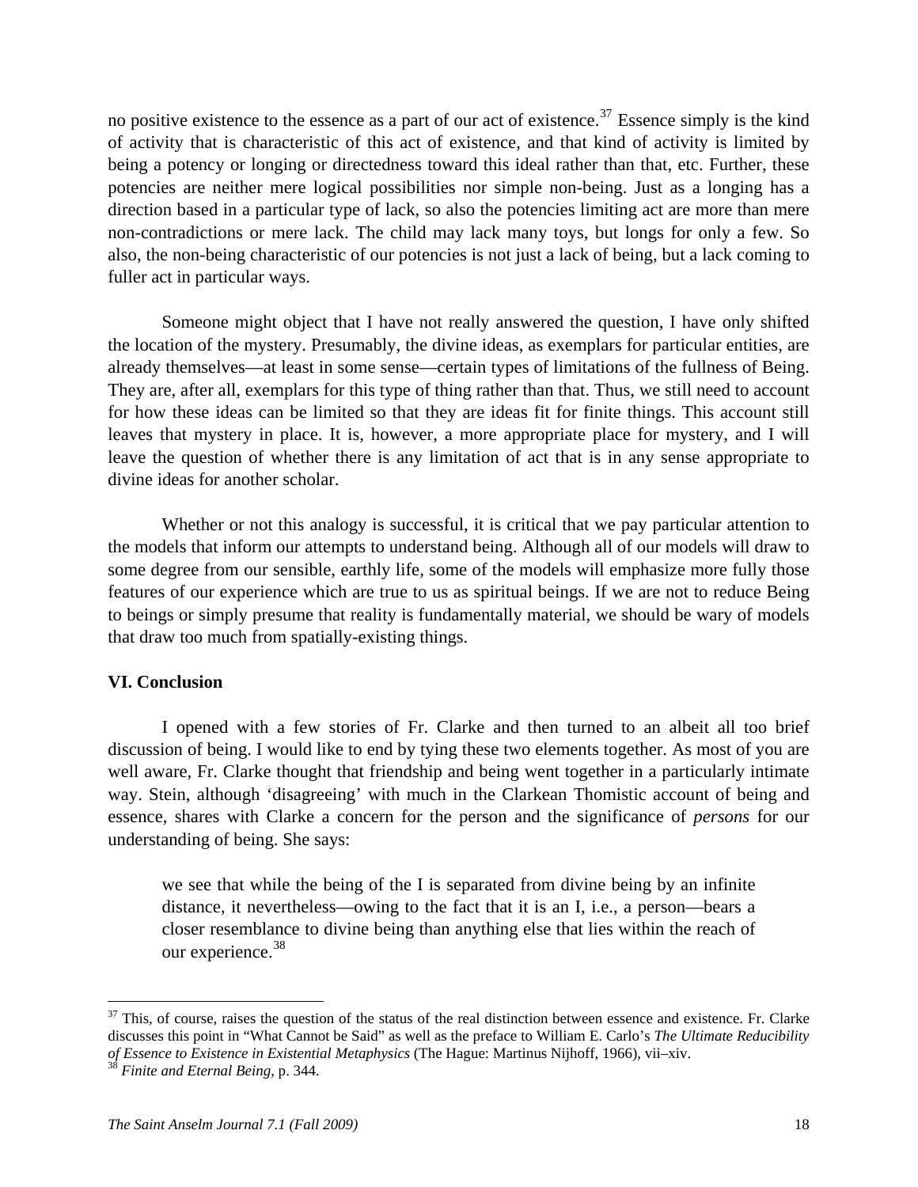no positive existence to the essence as a part of our act of existence.[37] Essence simply is the kind of activity that is characteristic of this act of existence, and that kind of activity is limited by being a potency or longing or directedness toward this ideal rather than that, etc. Further, these potencies are neither mere logical possibilities nor simple non-being. Just as a longing has a direction based in a particular type of lack, so also the potencies limiting act are more than mere non-contradictions or mere lack. The child may lack many toys, but longs for only a few. So also, the non-being characteristic of our potencies is not just a lack of being, but a lack coming to fuller act in particular ways.

Someone might object that I have not really answered the question, I have only shifted the location of the mystery. Presumably, the divine ideas, as exemplars for particular entities, are already themselves—at least in some sense—certain types of limitations of the fullness of Being. They are, after all, exemplars for this type of thing rather than that. Thus, we still need to account for how these ideas can be limited so that they are ideas fit for finite things. This account still leaves that mystery in place. It is, however, a more appropriate place for mystery, and I will leave the question of whether there is any limitation of act that is in any sense appropriate to divine ideas for another scholar.

Whether or not this analogy is successful, it is critical that we pay particular attention to the models that inform our attempts to understand being. Although all of our models will draw to some degree from our sensible, earthly life, some of the models will emphasize more fully those features of our experience which are true to us as spiritual beings. If we are not to reduce Being to beings or simply presume that reality is fundamentally material, we should be wary of models that draw too much from spatially-existing things.

## VI. Conclusion

I opened with a few stories of Fr. Clarke and then turned to an albeit all too brief discussion of being. I would like to end by tying these two elements together. As most of you are well aware, Fr. Clarke thought that friendship and being went together in a particularly intimate way. Stein, although 'disagreeing' with much in the Clarkean Thomistic account of being and essence, shares with Clarke a concern for the person and the significance of *persons* for our understanding of being. She says:

> we see that while the being of the I is separated from divine being by an infinite distance, it nevertheless—owing to the fact that it is an I, i.e., a person—bears a closer resemblance to divine being than anything else that lies within the reach of our experience.[38]

---

[37] This, of course, raises the question of the status of the real distinction between essence and existence. Fr. Clarke discusses this point in "What Cannot be Said" as well as the preface to William E. Carlo's *The Ultimate Reducibility of Essence to Existence in Existential Metaphysics* (The Hague: Martinus Nijhoff, 1966), vii–xiv.

[38] *Finite and Eternal Being*, p. 344.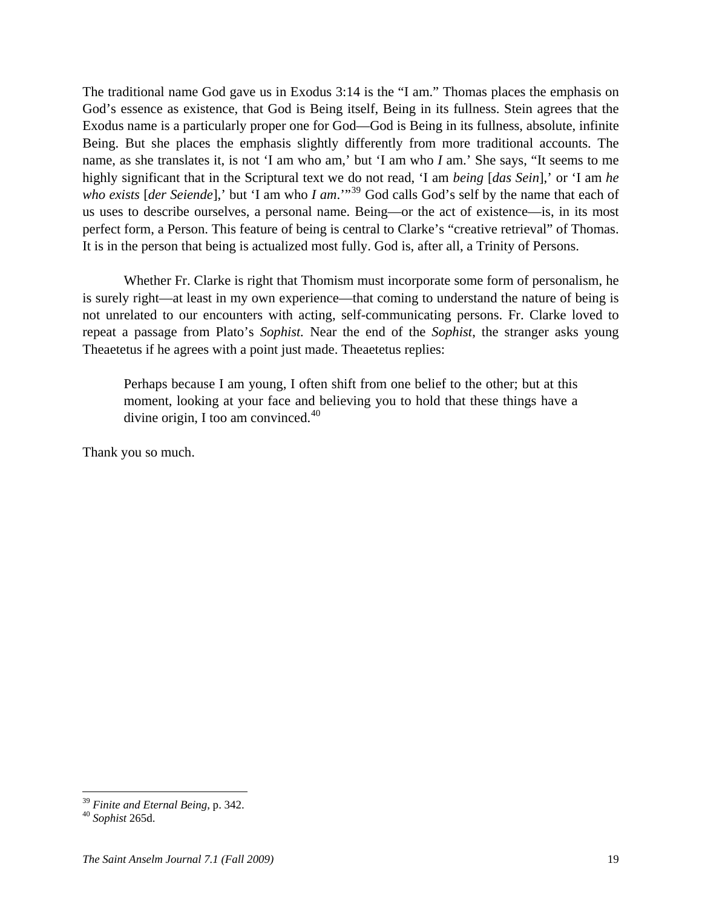The traditional name God gave us in Exodus 3:14 is the "I am." Thomas places the emphasis on God's essence as existence, that God is Being itself, Being in its fullness. Stein agrees that the Exodus name is a particularly proper one for God—God is Being in its fullness, absolute, infinite Being. But she places the emphasis slightly differently from more traditional accounts. The name, as she translates it, is not 'I am who am,' but 'I am who *I* am.' She says, "It seems to me highly significant that in the Scriptural text we do not read, 'I am *being* [*das Sein*],' or 'I am *he who exists* [*der Seiende*],' but 'I am who *I am*.'"[39] God calls God's self by the name that each of us uses to describe ourselves, a personal name. Being—or the act of existence—is, in its most perfect form, a Person. This feature of being is central to Clarke's "creative retrieval" of Thomas. It is in the person that being is actualized most fully. God is, after all, a Trinity of Persons.

Whether Fr. Clarke is right that Thomism must incorporate some form of personalism, he is surely right—at least in my own experience—that coming to understand the nature of being is not unrelated to our encounters with acting, self-communicating persons. Fr. Clarke loved to repeat a passage from Plato's *Sophist*. Near the end of the *Sophist*, the stranger asks young Theaetetus if he agrees with a point just made. Theaetetus replies:

> Perhaps because I am young, I often shift from one belief to the other; but at this moment, looking at your face and believing you to hold that these things have a divine origin, I too am convinced.[40]

Thank you so much.

---

[39] *Finite and Eternal Being*, p. 342.

[40] *Sophist* 265d.